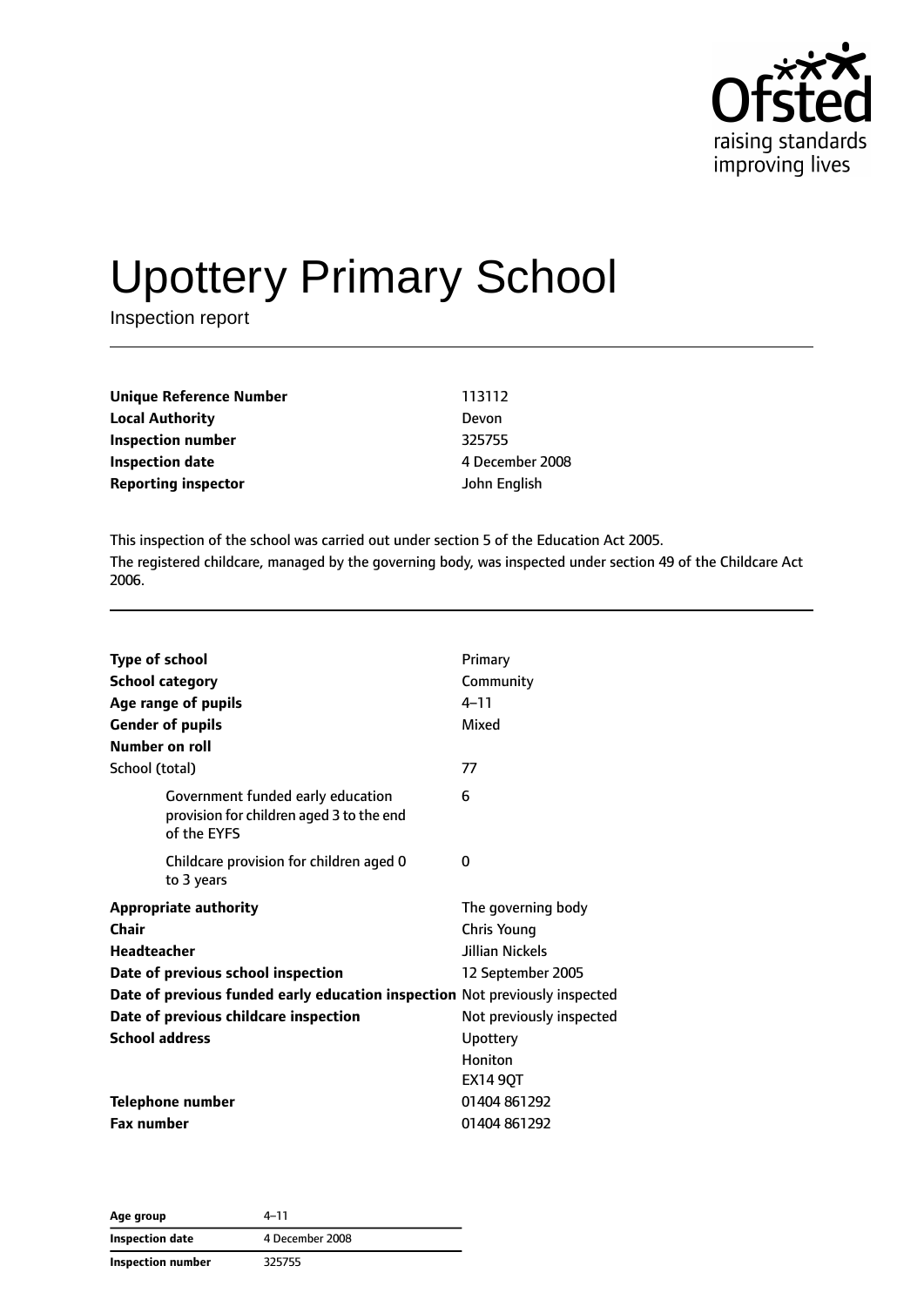# Upottery Primary School

Inspection report

| | |
|---|---|
| **Unique Reference Number** | 113112 |
| **Local Authority** | Devon |
| **Inspection number** | 325755 |
| **Inspection date** | 4 December 2008 |
| **Reporting inspector** | John English |

This inspection of the school was carried out under section 5 of the Education Act 2005.

The registered childcare, managed by the governing body, was inspected under section 49 of the Childcare Act 2006.

| | |
|---|---|
| **Type of school** | Primary |
| **School category** | Community |
| **Age range of pupils** | 4–11 |
| **Gender of pupils** | Mixed |
| **Number on roll** | |
| School (total) | 77 |
| Government funded early education provision for children aged 3 to the end of the EYFS | 6 |
| Childcare provision for children aged 0 to 3 years | 0 |
| **Appropriate authority** | The governing body |
| **Chair** | Chris Young |
| **Headteacher** | Jillian Nickels |
| **Date of previous school inspection** | 12 September 2005 |
| **Date of previous funded early education inspection** | Not previously inspected |
| **Date of previous childcare inspection** | Not previously inspected |
| **School address** | Upottery<br>Honiton<br>EX14 9QT |
| **Telephone number** | 01404 861292 |
| **Fax number** | 01404 861292 |

| | |
|---|---|
| **Age group** | 4–11 |
| **Inspection date** | 4 December 2008 |
| **Inspection number** | 325755 |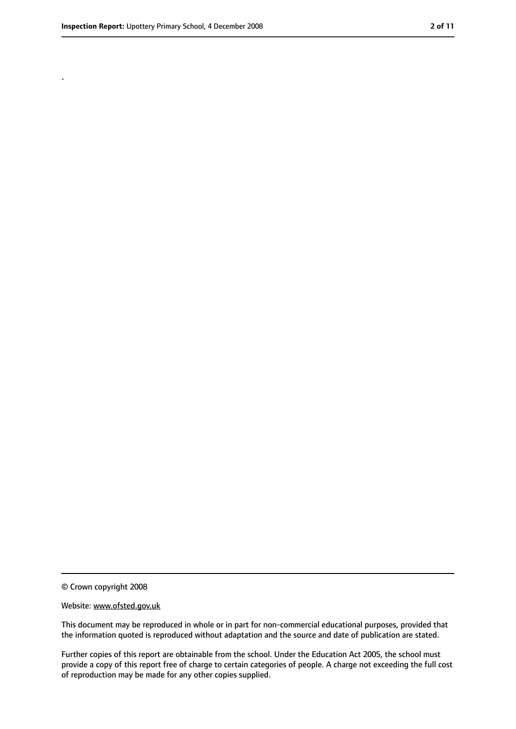.

© Crown copyright 2008

Website: www.ofsted.gov.uk

This document may be reproduced in whole or in part for non-commercial educational purposes, provided that the information quoted is reproduced without adaptation and the source and date of publication are stated.

Further copies of this report are obtainable from the school. Under the Education Act 2005, the school must provide a copy of this report free of charge to certain categories of people. A charge not exceeding the full cost of reproduction may be made for any other copies supplied.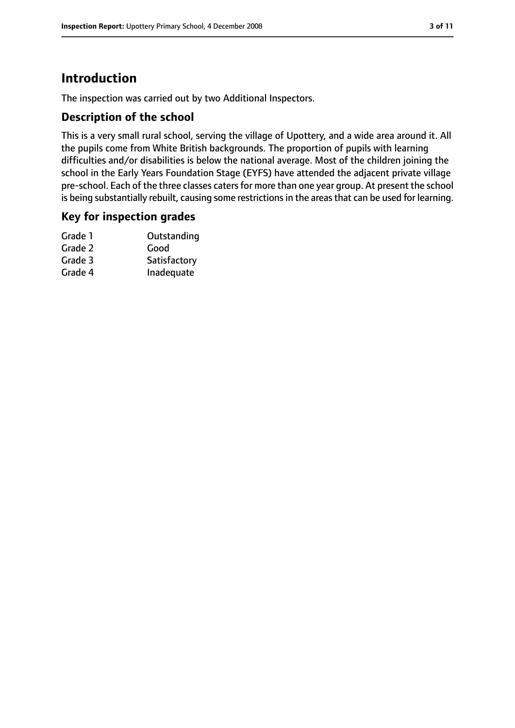## Introduction

The inspection was carried out by two Additional Inspectors.

### Description of the school

This is a very small rural school, serving the village of Upottery, and a wide area around it. All the pupils come from White British backgrounds. The proportion of pupils with learning difficulties and/or disabilities is below the national average. Most of the children joining the school in the Early Years Foundation Stage (EYFS) have attended the adjacent private village pre-school. Each of the three classes caters for more than one year group. At present the school is being substantially rebuilt, causing some restrictions in the areas that can be used for learning.

### Key for inspection grades

| | |
|---|---|
| Grade 1 | Outstanding |
| Grade 2 | Good |
| Grade 3 | Satisfactory |
| Grade 4 | Inadequate |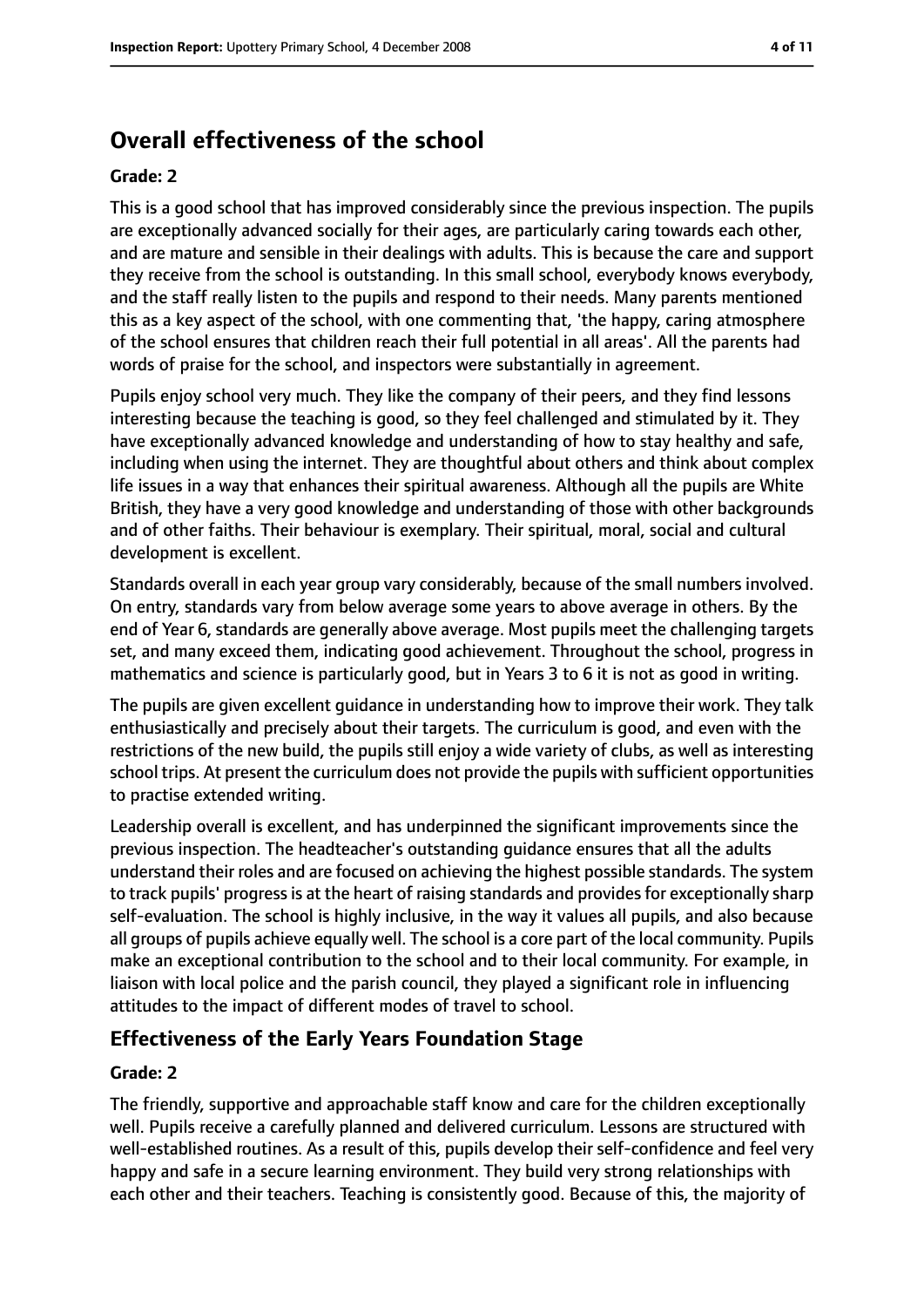## Overall effectiveness of the school

### Grade: 2

This is a good school that has improved considerably since the previous inspection. The pupils are exceptionally advanced socially for their ages, are particularly caring towards each other, and are mature and sensible in their dealings with adults. This is because the care and support they receive from the school is outstanding. In this small school, everybody knows everybody, and the staff really listen to the pupils and respond to their needs. Many parents mentioned this as a key aspect of the school, with one commenting that, 'the happy, caring atmosphere of the school ensures that children reach their full potential in all areas'. All the parents had words of praise for the school, and inspectors were substantially in agreement.

Pupils enjoy school very much. They like the company of their peers, and they find lessons interesting because the teaching is good, so they feel challenged and stimulated by it. They have exceptionally advanced knowledge and understanding of how to stay healthy and safe, including when using the internet. They are thoughtful about others and think about complex life issues in a way that enhances their spiritual awareness. Although all the pupils are White British, they have a very good knowledge and understanding of those with other backgrounds and of other faiths. Their behaviour is exemplary. Their spiritual, moral, social and cultural development is excellent.

Standards overall in each year group vary considerably, because of the small numbers involved. On entry, standards vary from below average some years to above average in others. By the end of Year 6, standards are generally above average. Most pupils meet the challenging targets set, and many exceed them, indicating good achievement. Throughout the school, progress in mathematics and science is particularly good, but in Years 3 to 6 it is not as good in writing.

The pupils are given excellent guidance in understanding how to improve their work. They talk enthusiastically and precisely about their targets. The curriculum is good, and even with the restrictions of the new build, the pupils still enjoy a wide variety of clubs, as well as interesting school trips. At present the curriculum does not provide the pupils with sufficient opportunities to practise extended writing.

Leadership overall is excellent, and has underpinned the significant improvements since the previous inspection. The headteacher's outstanding guidance ensures that all the adults understand their roles and are focused on achieving the highest possible standards. The system to track pupils' progress is at the heart of raising standards and provides for exceptionally sharp self-evaluation. The school is highly inclusive, in the way it values all pupils, and also because all groups of pupils achieve equally well. The school is a core part of the local community. Pupils make an exceptional contribution to the school and to their local community. For example, in liaison with local police and the parish council, they played a significant role in influencing attitudes to the impact of different modes of travel to school.

## Effectiveness of the Early Years Foundation Stage

### Grade: 2

The friendly, supportive and approachable staff know and care for the children exceptionally well. Pupils receive a carefully planned and delivered curriculum. Lessons are structured with well-established routines. As a result of this, pupils develop their self-confidence and feel very happy and safe in a secure learning environment. They build very strong relationships with each other and their teachers. Teaching is consistently good. Because of this, the majority of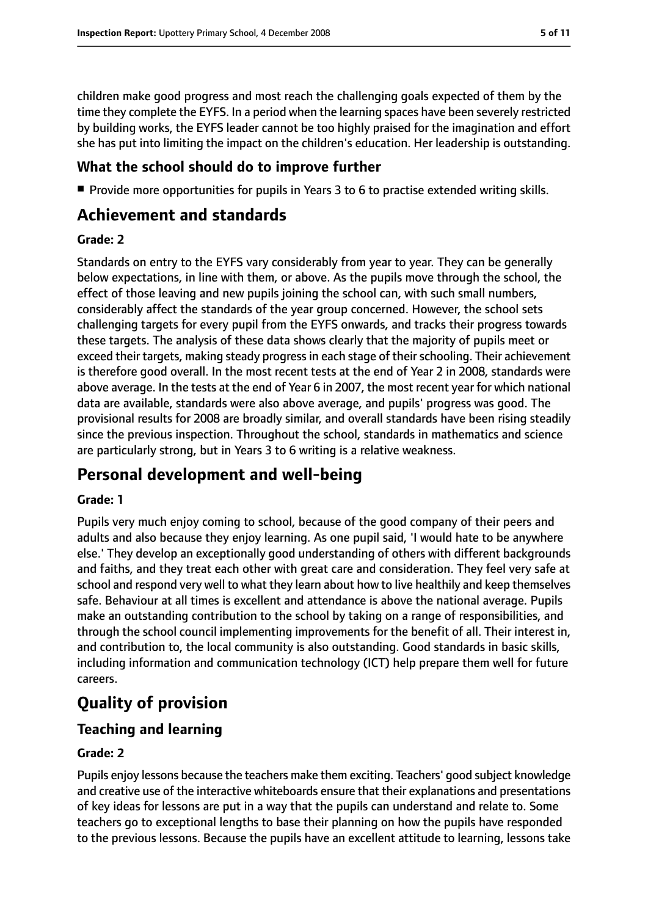children make good progress and most reach the challenging goals expected of them by the time they complete the EYFS. In a period when the learning spaces have been severely restricted by building works, the EYFS leader cannot be too highly praised for the imagination and effort she has put into limiting the impact on the children's education. Her leadership is outstanding.

### What the school should do to improve further

- Provide more opportunities for pupils in Years 3 to 6 to practise extended writing skills.

## Achievement and standards

#### Grade: 2

Standards on entry to the EYFS vary considerably from year to year. They can be generally below expectations, in line with them, or above. As the pupils move through the school, the effect of those leaving and new pupils joining the school can, with such small numbers, considerably affect the standards of the year group concerned. However, the school sets challenging targets for every pupil from the EYFS onwards, and tracks their progress towards these targets. The analysis of these data shows clearly that the majority of pupils meet or exceed their targets, making steady progress in each stage of their schooling. Their achievement is therefore good overall. In the most recent tests at the end of Year 2 in 2008, standards were above average. In the tests at the end of Year 6 in 2007, the most recent year for which national data are available, standards were also above average, and pupils' progress was good. The provisional results for 2008 are broadly similar, and overall standards have been rising steadily since the previous inspection. Throughout the school, standards in mathematics and science are particularly strong, but in Years 3 to 6 writing is a relative weakness.

## Personal development and well-being

#### Grade: 1

Pupils very much enjoy coming to school, because of the good company of their peers and adults and also because they enjoy learning. As one pupil said, 'I would hate to be anywhere else.' They develop an exceptionally good understanding of others with different backgrounds and faiths, and they treat each other with great care and consideration. They feel very safe at school and respond very well to what they learn about how to live healthily and keep themselves safe. Behaviour at all times is excellent and attendance is above the national average. Pupils make an outstanding contribution to the school by taking on a range of responsibilities, and through the school council implementing improvements for the benefit of all. Their interest in, and contribution to, the local community is also outstanding. Good standards in basic skills, including information and communication technology (ICT) help prepare them well for future careers.

## Quality of provision

### Teaching and learning

#### Grade: 2

Pupils enjoy lessons because the teachers make them exciting. Teachers' good subject knowledge and creative use of the interactive whiteboards ensure that their explanations and presentations of key ideas for lessons are put in a way that the pupils can understand and relate to. Some teachers go to exceptional lengths to base their planning on how the pupils have responded to the previous lessons. Because the pupils have an excellent attitude to learning, lessons take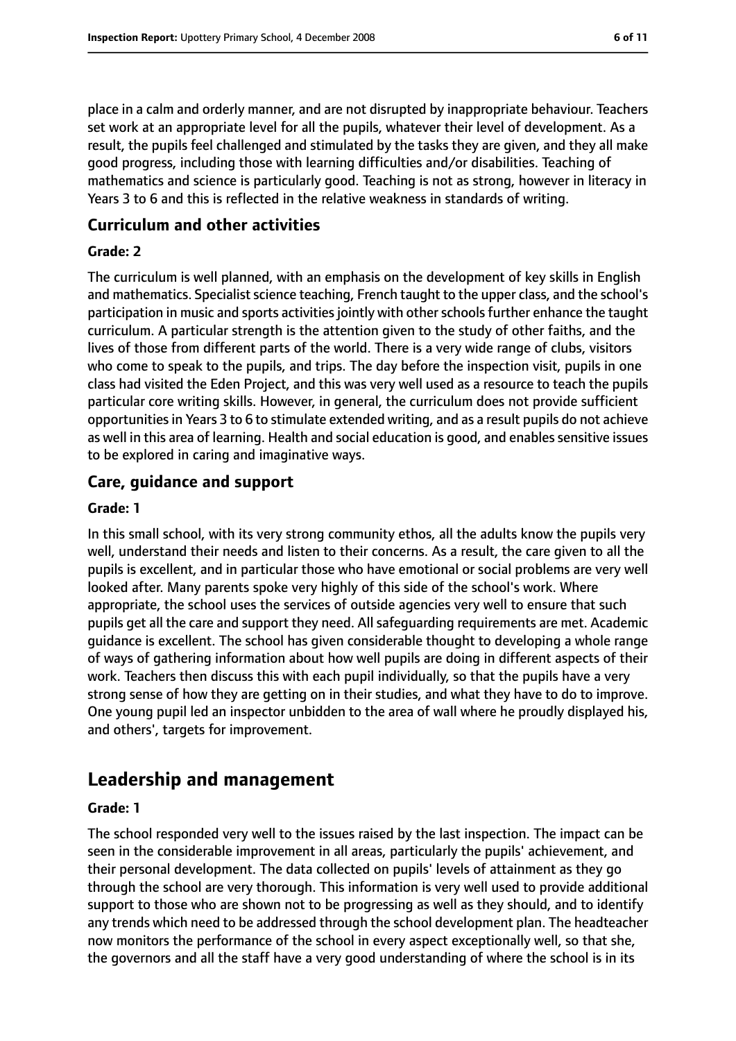place in a calm and orderly manner, and are not disrupted by inappropriate behaviour. Teachers set work at an appropriate level for all the pupils, whatever their level of development. As a result, the pupils feel challenged and stimulated by the tasks they are given, and they all make good progress, including those with learning difficulties and/or disabilities. Teaching of mathematics and science is particularly good. Teaching is not as strong, however in literacy in Years 3 to 6 and this is reflected in the relative weakness in standards of writing.

### Curriculum and other activities

#### Grade: 2

The curriculum is well planned, with an emphasis on the development of key skills in English and mathematics. Specialist science teaching, French taught to the upper class, and the school's participation in music and sports activities jointly with other schools further enhance the taught curriculum. A particular strength is the attention given to the study of other faiths, and the lives of those from different parts of the world. There is a very wide range of clubs, visitors who come to speak to the pupils, and trips. The day before the inspection visit, pupils in one class had visited the Eden Project, and this was very well used as a resource to teach the pupils particular core writing skills. However, in general, the curriculum does not provide sufficient opportunities in Years 3 to 6 to stimulate extended writing, and as a result pupils do not achieve as well in this area of learning. Health and social education is good, and enables sensitive issues to be explored in caring and imaginative ways.

### Care, guidance and support

#### Grade: 1

In this small school, with its very strong community ethos, all the adults know the pupils very well, understand their needs and listen to their concerns. As a result, the care given to all the pupils is excellent, and in particular those who have emotional or social problems are very well looked after. Many parents spoke very highly of this side of the school's work. Where appropriate, the school uses the services of outside agencies very well to ensure that such pupils get all the care and support they need. All safeguarding requirements are met. Academic guidance is excellent. The school has given considerable thought to developing a whole range of ways of gathering information about how well pupils are doing in different aspects of their work. Teachers then discuss this with each pupil individually, so that the pupils have a very strong sense of how they are getting on in their studies, and what they have to do to improve. One young pupil led an inspector unbidden to the area of wall where he proudly displayed his, and others', targets for improvement.

## Leadership and management

#### Grade: 1

The school responded very well to the issues raised by the last inspection. The impact can be seen in the considerable improvement in all areas, particularly the pupils' achievement, and their personal development. The data collected on pupils' levels of attainment as they go through the school are very thorough. This information is very well used to provide additional support to those who are shown not to be progressing as well as they should, and to identify any trends which need to be addressed through the school development plan. The headteacher now monitors the performance of the school in every aspect exceptionally well, so that she, the governors and all the staff have a very good understanding of where the school is in its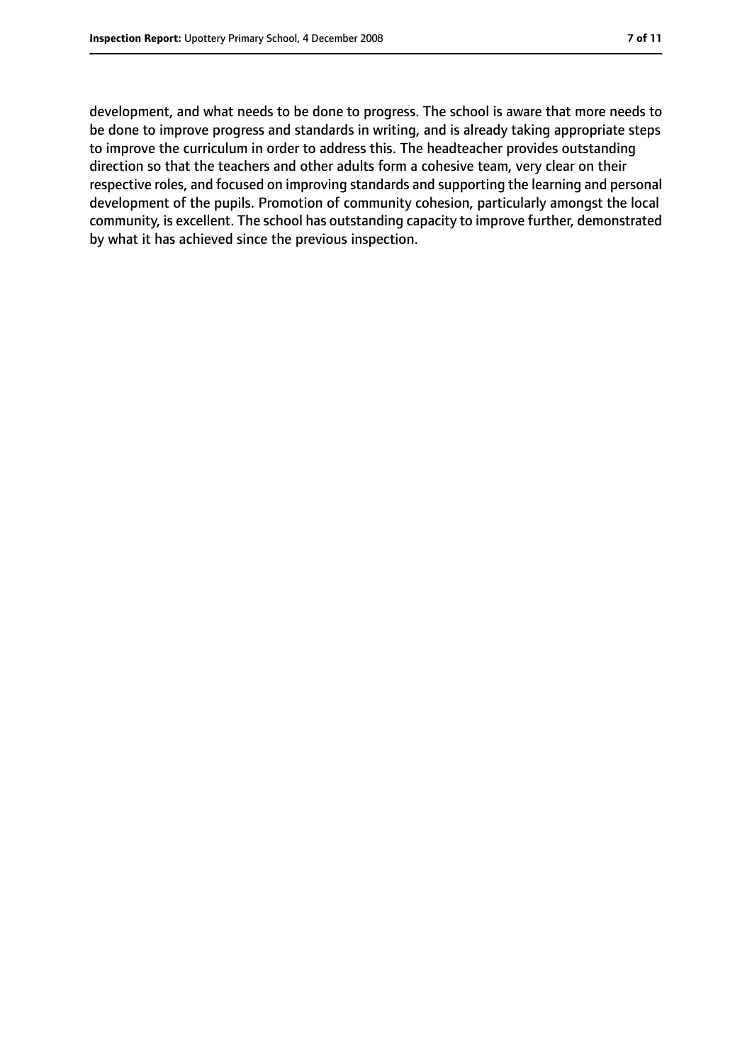development, and what needs to be done to progress. The school is aware that more needs to be done to improve progress and standards in writing, and is already taking appropriate steps to improve the curriculum in order to address this. The headteacher provides outstanding direction so that the teachers and other adults form a cohesive team, very clear on their respective roles, and focused on improving standards and supporting the learning and personal development of the pupils. Promotion of community cohesion, particularly amongst the local community, is excellent. The school has outstanding capacity to improve further, demonstrated by what it has achieved since the previous inspection.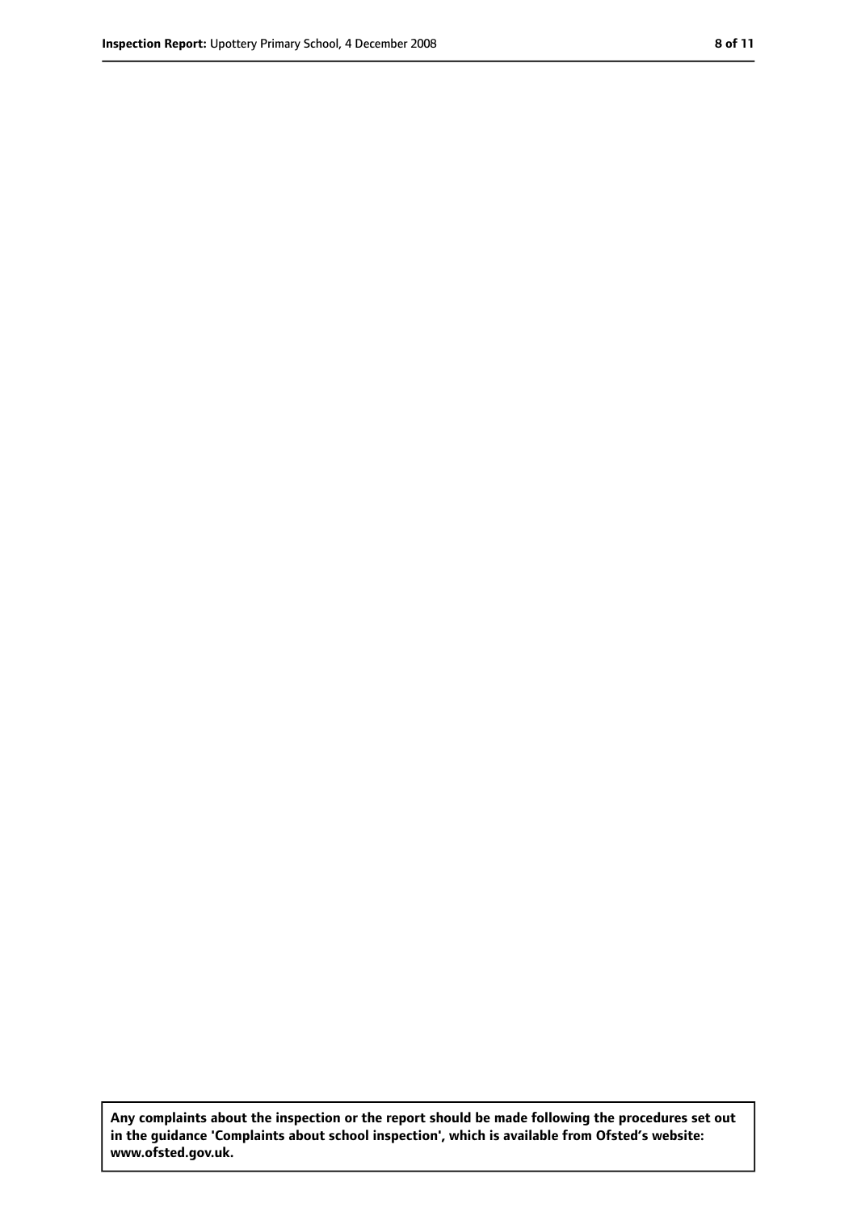**Any complaints about the inspection or the report should be made following the procedures set out in the guidance 'Complaints about school inspection', which is available from Ofsted's website: www.ofsted.gov.uk.**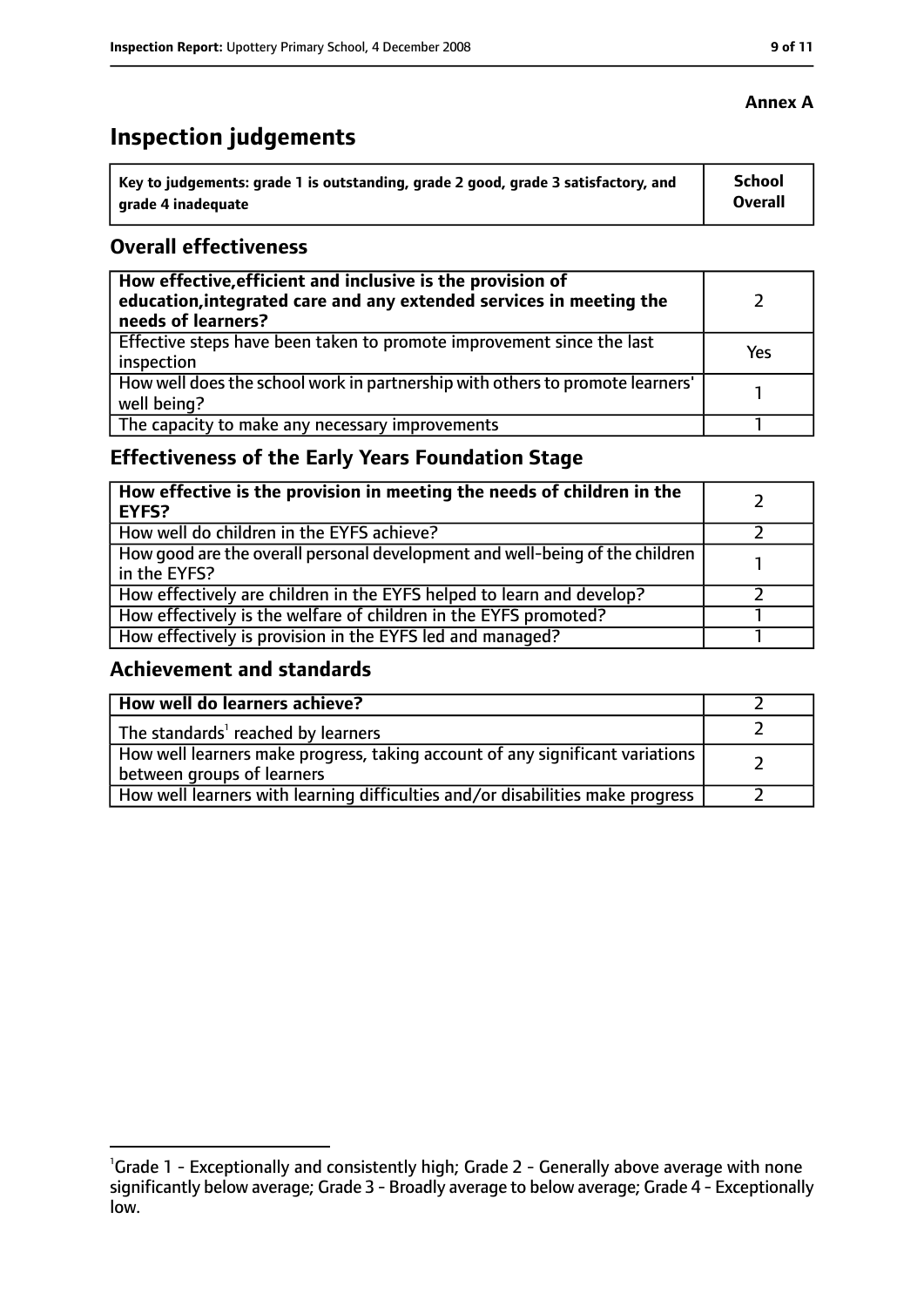**Annex A**

# Inspection judgements

| Key to judgements: grade 1 is outstanding, grade 2 good, grade 3 satisfactory, and grade 4 inadequate | School Overall |
| --- | --- |

## Overall effectiveness

| | |
| --- | --- |
| **How effective, efficient and inclusive is the provision of education, integrated care and any extended services in meeting the needs of learners?** | 2 |
| Effective steps have been taken to promote improvement since the last inspection | Yes |
| How well does the school work in partnership with others to promote learners' well being? | 1 |
| The capacity to make any necessary improvements | 1 |

## Effectiveness of the Early Years Foundation Stage

| | |
| --- | --- |
| **How effective is the provision in meeting the needs of children in the EYFS?** | 2 |
| How well do children in the EYFS achieve? | 2 |
| How good are the overall personal development and well-being of the children in the EYFS? | 1 |
| How effectively are children in the EYFS helped to learn and develop? | 2 |
| How effectively is the welfare of children in the EYFS promoted? | 1 |
| How effectively is provision in the EYFS led and managed? | 1 |

## Achievement and standards

| | |
| --- | --- |
| **How well do learners achieve?** | 2 |
| The standards[1] reached by learners | 2 |
| How well learners make progress, taking account of any significant variations between groups of learners | 2 |
| How well learners with learning difficulties and/or disabilities make progress | 2 |

[1] Grade 1 - Exceptionally and consistently high; Grade 2 - Generally above average with none significantly below average; Grade 3 - Broadly average to below average; Grade 4 - Exceptionally low.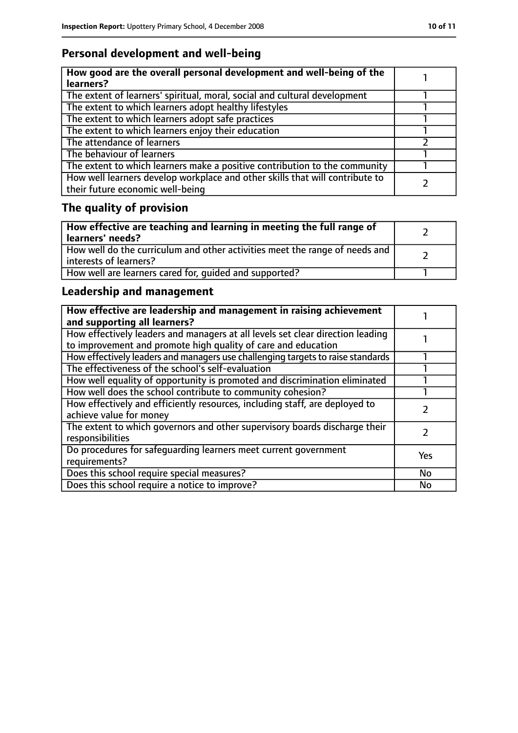## Personal development and well-being

| **How good are the overall personal development and well-being of the learners?** | 1 |
|---|---|
| The extent of learners' spiritual, moral, social and cultural development | 1 |
| The extent to which learners adopt healthy lifestyles | 1 |
| The extent to which learners adopt safe practices | 1 |
| The extent to which learners enjoy their education | 1 |
| The attendance of learners | 2 |
| The behaviour of learners | 1 |
| The extent to which learners make a positive contribution to the community | 1 |
| How well learners develop workplace and other skills that will contribute to their future economic well-being | 2 |

## The quality of provision

| **How effective are teaching and learning in meeting the full range of learners' needs?** | 2 |
|---|---|
| How well do the curriculum and other activities meet the range of needs and interests of learners? | 2 |
| How well are learners cared for, guided and supported? | 1 |

## Leadership and management

| **How effective are leadership and management in raising achievement and supporting all learners?** | 1 |
|---|---|
| How effectively leaders and managers at all levels set clear direction leading to improvement and promote high quality of care and education | 1 |
| How effectively leaders and managers use challenging targets to raise standards | 1 |
| The effectiveness of the school's self-evaluation | 1 |
| How well equality of opportunity is promoted and discrimination eliminated | 1 |
| How well does the school contribute to community cohesion? | 1 |
| How effectively and efficiently resources, including staff, are deployed to achieve value for money | 2 |
| The extent to which governors and other supervisory boards discharge their responsibilities | 2 |
| Do procedures for safeguarding learners meet current government requirements? | Yes |
| Does this school require special measures? | No |
| Does this school require a notice to improve? | No |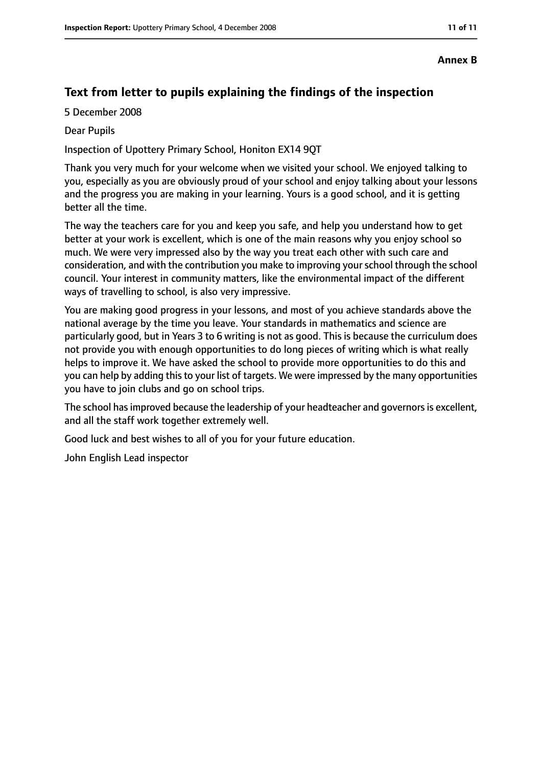**Annex B**

## Text from letter to pupils explaining the findings of the inspection

5 December 2008

Dear Pupils

Inspection of Upottery Primary School, Honiton EX14 9QT

Thank you very much for your welcome when we visited your school. We enjoyed talking to you, especially as you are obviously proud of your school and enjoy talking about your lessons and the progress you are making in your learning. Yours is a good school, and it is getting better all the time.

The way the teachers care for you and keep you safe, and help you understand how to get better at your work is excellent, which is one of the main reasons why you enjoy school so much. We were very impressed also by the way you treat each other with such care and consideration, and with the contribution you make to improving your school through the school council. Your interest in community matters, like the environmental impact of the different ways of travelling to school, is also very impressive.

You are making good progress in your lessons, and most of you achieve standards above the national average by the time you leave. Your standards in mathematics and science are particularly good, but in Years 3 to 6 writing is not as good. This is because the curriculum does not provide you with enough opportunities to do long pieces of writing which is what really helps to improve it. We have asked the school to provide more opportunities to do this and you can help by adding this to your list of targets. We were impressed by the many opportunities you have to join clubs and go on school trips.

The school has improved because the leadership of your headteacher and governors is excellent, and all the staff work together extremely well.

Good luck and best wishes to all of you for your future education.

John English Lead inspector